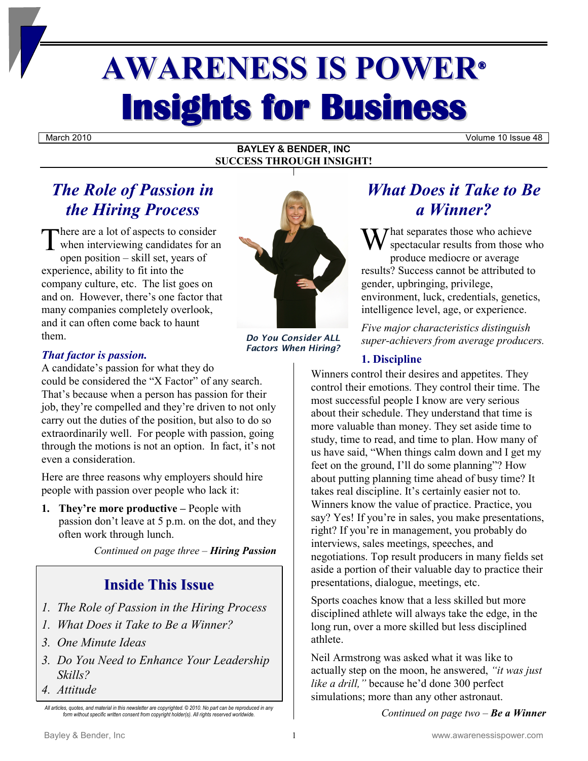# AWARENESS IS POWER®

# Insights for Business

March 2010 Volume 10 Issue 48

**BAYLEY & BENDER, INC**
**SUCCESS THROUGH INSIGHT!**

## *The Role of Passion in the Hiring Process*

There are a lot of aspects to consider when interviewing candidates for an open position – skill set, years of experience, ability to fit into the company culture, etc. The list goes on and on. However, there's one factor that many companies completely overlook, and it can often come back to haunt them.

***That factor is passion.***

A candidate's passion for what they do could be considered the "X Factor" of any search. That's because when a person has passion for their job, they're compelled and they're driven to not only carry out the duties of the position, but also to do so extraordinarily well. For people with passion, going through the motions is not an option. In fact, it's not even a consideration.

Here are three reasons why employers should hire people with passion over people who lack it:

1. **They're more productive –** People with passion don't leave at 5 p.m. on the dot, and they often work through lunch.

*Continued on page three – **Hiring Passion***

***Do You Consider ALL Factors When Hiring?***

## Inside This Issue

1. *The Role of Passion in the Hiring Process*
1. *What Does it Take to Be a Winner?*
3. *One Minute Ideas*
3. *Do You Need to Enhance Your Leadership Skills?*
4. *Attitude*

*All articles, quotes, and material in this newsletter are copyrighted. © 2010. No part can be reproduced in any form without specific written consent from copyright holder(s). All rights reserved worldwide.*

## *What Does it Take to Be a Winner?*

What separates those who achieve spectacular results from those who produce mediocre or average results? Success cannot be attributed to gender, upbringing, privilege, environment, luck, credentials, genetics, intelligence level, age, or experience.

*Five major characteristics distinguish super-achievers from average producers.*

### 1. Discipline

Winners control their desires and appetites. They control their emotions. They control their time. The most successful people I know are very serious about their schedule. They understand that time is more valuable than money. They set aside time to study, time to read, and time to plan. How many of us have said, "When things calm down and I get my feet on the ground, I'll do some planning"? How about putting planning time ahead of busy time? It takes real discipline. It's certainly easier not to. Winners know the value of practice. Practice, you say? Yes! If you're in sales, you make presentations, right? If you're in management, you probably do interviews, sales meetings, speeches, and negotiations. Top result producers in many fields set aside a portion of their valuable day to practice their presentations, dialogue, meetings, etc.

Sports coaches know that a less skilled but more disciplined athlete will always take the edge, in the long run, over a more skilled but less disciplined athlete.

Neil Armstrong was asked what it was like to actually step on the moon, he answered, *"it was just like a drill,"* because he'd done 300 perfect simulations; more than any other astronaut.

*Continued on page two – **Be a Winner***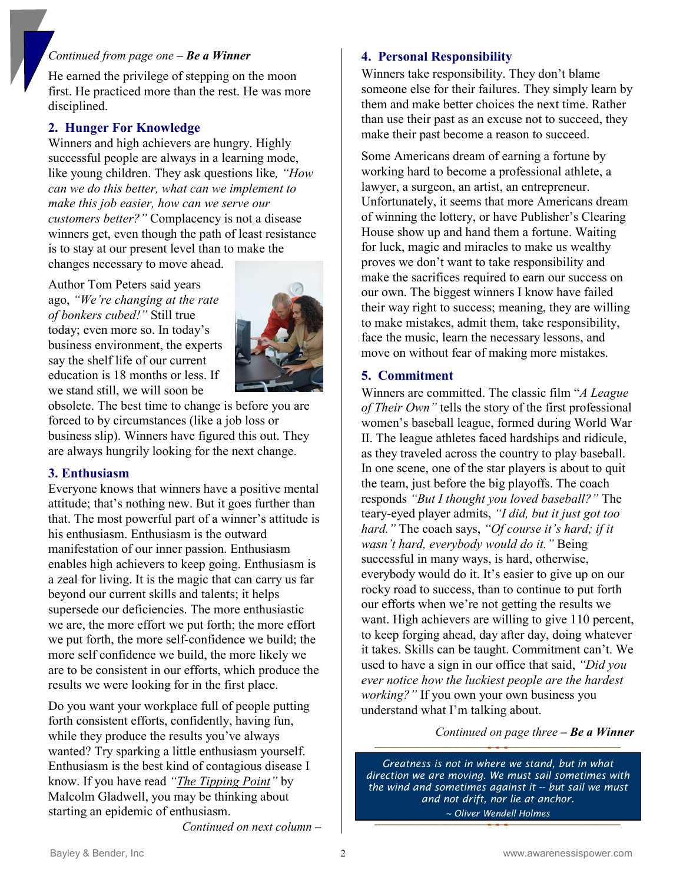*Continued from page one* – ***Be a Winner***

He earned the privilege of stepping on the moon first. He practiced more than the rest. He was more disciplined.

## 2. Hunger For Knowledge

Winners and high achievers are hungry. Highly successful people are always in a learning mode, like young children. They ask questions like*, "How can we do this better, what can we implement to make this job easier, how can we serve our customers better?"* Complacency is not a disease winners get, even though the path of least resistance is to stay at our present level than to make the changes necessary to move ahead.

Author Tom Peters said years ago, *"We're changing at the rate of bonkers cubed!"* Still true today; even more so. In today's business environment, the experts say the shelf life of our current education is 18 months or less. If we stand still, we will soon be obsolete. The best time to change is before you are forced to by circumstances (like a job loss or business slip). Winners have figured this out. They are always hungrily looking for the next change.

## 3. Enthusiasm

Everyone knows that winners have a positive mental attitude; that's nothing new. But it goes further than that. The most powerful part of a winner's attitude is his enthusiasm. Enthusiasm is the outward manifestation of our inner passion. Enthusiasm enables high achievers to keep going. Enthusiasm is a zeal for living. It is the magic that can carry us far beyond our current skills and talents; it helps supersede our deficiencies. The more enthusiastic we are, the more effort we put forth; the more effort we put forth, the more self-confidence we build; the more self confidence we build, the more likely we are to be consistent in our efforts, which produce the results we were looking for in the first place.

Do you want your workplace full of people putting forth consistent efforts, confidently, having fun, while they produce the results you've always wanted? Try sparking a little enthusiasm yourself. Enthusiasm is the best kind of contagious disease I know. If you have read *"The Tipping Point"* by Malcolm Gladwell, you may be thinking about starting an epidemic of enthusiasm.

## 4. Personal Responsibility

Winners take responsibility. They don't blame someone else for their failures. They simply learn by them and make better choices the next time. Rather than use their past as an excuse not to succeed, they make their past become a reason to succeed.

Some Americans dream of earning a fortune by working hard to become a professional athlete, a lawyer, a surgeon, an artist, an entrepreneur. Unfortunately, it seems that more Americans dream of winning the lottery, or have Publisher's Clearing House show up and hand them a fortune. Waiting for luck, magic and miracles to make us wealthy proves we don't want to take responsibility and make the sacrifices required to earn our success on our own. The biggest winners I know have failed their way right to success; meaning, they are willing to make mistakes, admit them, take responsibility, face the music, learn the necessary lessons, and move on without fear of making more mistakes.

## 5. Commitment

Winners are committed. The classic film "*A League of Their Own"* tells the story of the first professional women's baseball league, formed during World War II. The league athletes faced hardships and ridicule, as they traveled across the country to play baseball. In one scene, one of the star players is about to quit the team, just before the big playoffs. The coach responds *"But I thought you loved baseball?"* The teary-eyed player admits, *"I did, but it just got too hard."* The coach says, *"Of course it's hard; if it wasn't hard, everybody would do it."* Being successful in many ways, is hard, otherwise, everybody would do it. It's easier to give up on our rocky road to success, than to continue to put forth our efforts when we're not getting the results we want. High achievers are willing to give 110 percent, to keep forging ahead, day after day, doing whatever it takes. Skills can be taught. Commitment can't. We used to have a sign in our office that said, *"Did you ever notice how the luckiest people are the hardest working?"* If you own your own business you understand what I'm talking about.

*Continued on page three* – ***Be a Winner***

> *Greatness is not in where we stand, but in what direction we are moving. We must sail sometimes with the wind and sometimes against it -- but sail we must and not drift, nor lie at anchor.*
>
> *~ Oliver Wendell Holmes*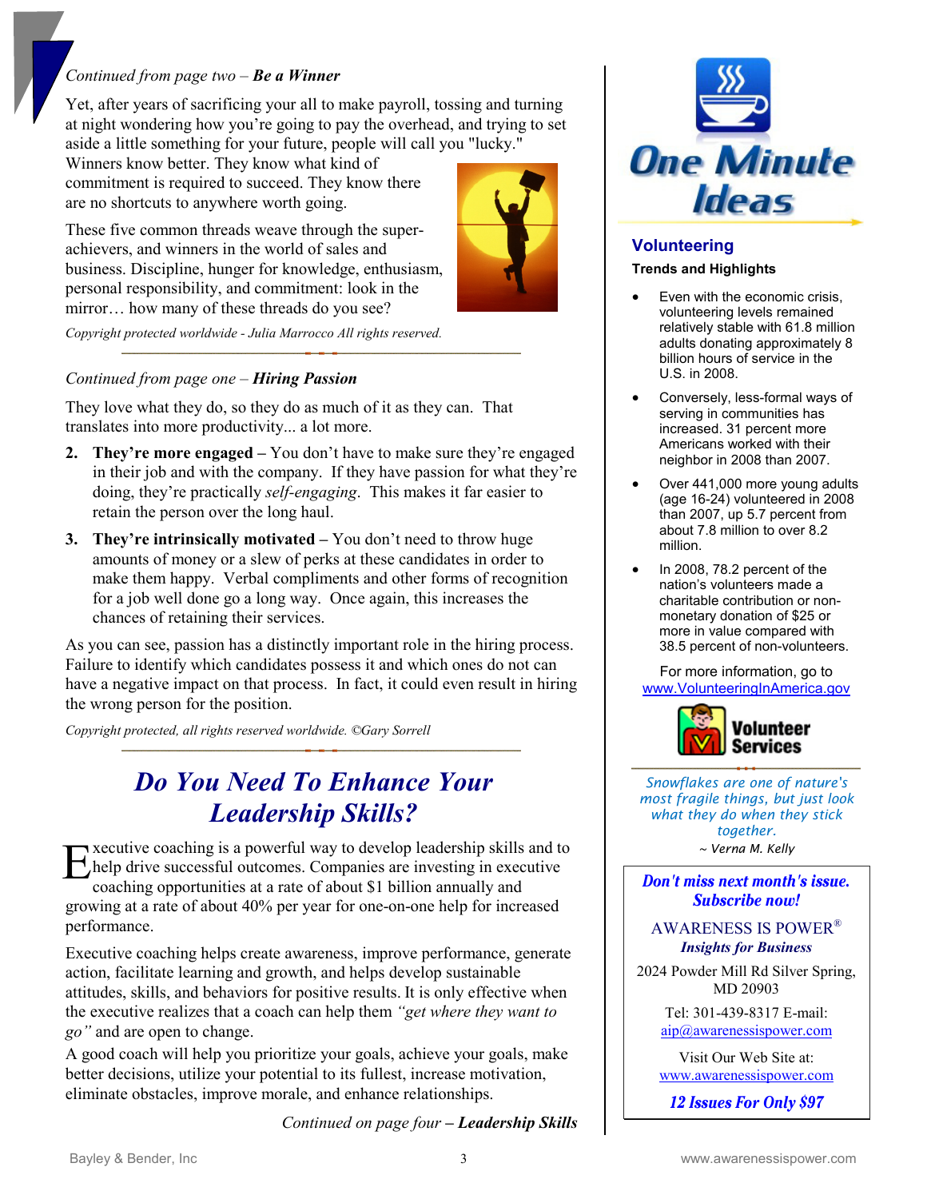*Continued from page two – **Be a Winner***

Yet, after years of sacrificing your all to make payroll, tossing and turning at night wondering how you're going to pay the overhead, and trying to set aside a little something for your future, people will call you "lucky." Winners know better. They know what kind of commitment is required to succeed. They know there are no shortcuts to anywhere worth going.

These five common threads weave through the super-achievers, and winners in the world of sales and business. Discipline, hunger for knowledge, enthusiasm, personal responsibility, and commitment: look in the mirror… how many of these threads do you see?

*Copyright protected worldwide - Julia Marrocco All rights reserved.*

*Continued from page one – **Hiring Passion***

They love what they do, so they do as much of it as they can. That translates into more productivity... a lot more.

2. **They're more engaged –** You don't have to make sure they're engaged in their job and with the company. If they have passion for what they're doing, they're practically *self-engaging*. This makes it far easier to retain the person over the long haul.
3. **They're intrinsically motivated –** You don't need to throw huge amounts of money or a slew of perks at these candidates in order to make them happy. Verbal compliments and other forms of recognition for a job well done go a long way. Once again, this increases the chances of retaining their services.

As you can see, passion has a distinctly important role in the hiring process. Failure to identify which candidates possess it and which ones do not can have a negative impact on that process. In fact, it could even result in hiring the wrong person for the position.

*Copyright protected, all rights reserved worldwide. ©Gary Sorrell*

# *Do You Need To Enhance Your Leadership Skills?*

Executive coaching is a powerful way to develop leadership skills and to help drive successful outcomes. Companies are investing in executive coaching opportunities at a rate of about $1 billion annually and growing at a rate of about 40% per year for one-on-one help for increased performance.

Executive coaching helps create awareness, improve performance, generate action, facilitate learning and growth, and helps develop sustainable attitudes, skills, and behaviors for positive results. It is only effective when the executive realizes that a coach can help them *"get where they want to go"* and are open to change.

A good coach will help you prioritize your goals, achieve your goals, make better decisions, utilize your potential to its fullest, increase motivation, eliminate obstacles, improve morale, and enhance relationships.

*Continued on page four – **Leadership Skills***

## One Minute Ideas

### Volunteering

**Trends and Highlights**

- Even with the economic crisis, volunteering levels remained relatively stable with 61.8 million adults donating approximately 8 billion hours of service in the U.S. in 2008.
- Conversely, less-formal ways of serving in communities has increased. 31 percent more Americans worked with their neighbor in 2008 than 2007.
- Over 441,000 more young adults (age 16-24) volunteered in 2008 than 2007, up 5.7 percent from about 7.8 million to over 8.2 million.
- In 2008, 78.2 percent of the nation's volunteers made a charitable contribution or non-monetary donation of $25 or more in value compared with 38.5 percent of non-volunteers.

For more information, go to www.VolunteeringInAmerica.gov

Volunteer Services

*Snowflakes are one of nature's most fragile things, but just look what they do when they stick together.*
~ Verna M. Kelly

***Don't miss next month's issue. Subscribe now!***

AWARENESS IS POWER®
***Insights for Business***

2024 Powder Mill Rd Silver Spring, MD 20903

Tel: 301-439-8317 E-mail: aip@awarenessispower.com

Visit Our Web Site at: www.awarenessispower.com

***12 Issues For Only $97***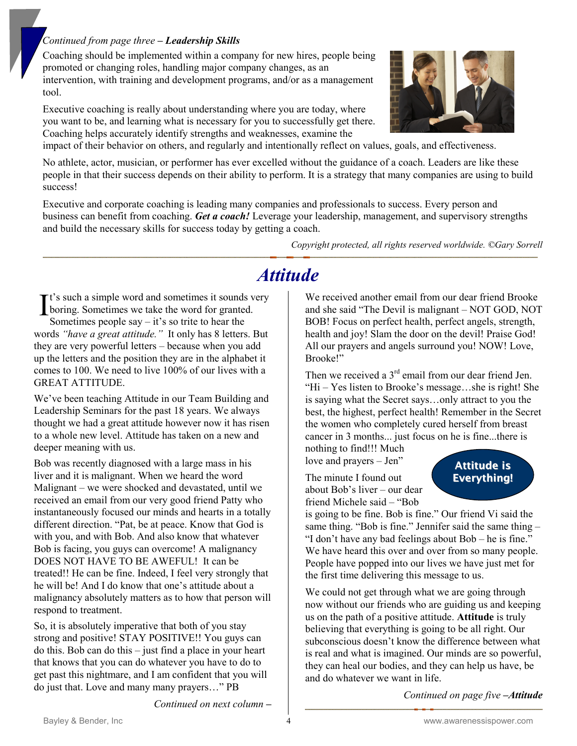*Continued from page three* – ***Leadership Skills***

Coaching should be implemented within a company for new hires, people being promoted or changing roles, handling major company changes, as an intervention, with training and development programs, and/or as a management tool.

Executive coaching is really about understanding where you are today, where you want to be, and learning what is necessary for you to successfully get there. Coaching helps accurately identify strengths and weaknesses, examine the impact of their behavior on others, and regularly and intentionally reflect on values, goals, and effectiveness.

No athlete, actor, musician, or performer has ever excelled without the guidance of a coach. Leaders are like these people in that their success depends on their ability to perform. It is a strategy that many companies are using to build success!

Executive and corporate coaching is leading many companies and professionals to success. Every person and business can benefit from coaching. ***Get a coach!*** Leverage your leadership, management, and supervisory strengths and build the necessary skills for success today by getting a coach.

*Copyright protected, all rights reserved worldwide. ©Gary Sorrell*

# *Attitude*

It's such a simple word and sometimes it sounds very boring. Sometimes we take the word for granted. Sometimes people say – it's so trite to hear the words *"have a great attitude."* It only has 8 letters. But they are very powerful letters – because when you add up the letters and the position they are in the alphabet it comes to 100. We need to live 100% of our lives with a GREAT ATTITUDE.

We've been teaching Attitude in our Team Building and Leadership Seminars for the past 18 years. We always thought we had a great attitude however now it has risen to a whole new level. Attitude has taken on a new and deeper meaning with us.

Bob was recently diagnosed with a large mass in his liver and it is malignant. When we heard the word Malignant – we were shocked and devastated, until we received an email from our very good friend Patty who instantaneously focused our minds and hearts in a totally different direction. "Pat, be at peace. Know that God is with you, and with Bob. And also know that whatever Bob is facing, you guys can overcome! A malignancy DOES NOT HAVE TO BE AWEFUL! It can be treated!! He can be fine. Indeed, I feel very strongly that he will be! And I do know that one's attitude about a malignancy absolutely matters as to how that person will respond to treatment.

So, it is absolutely imperative that both of you stay strong and positive! STAY POSITIVE!! You guys can do this. Bob can do this – just find a place in your heart that knows that you can do whatever you have to do to get past this nightmare, and I am confident that you will do just that. Love and many many prayers…" PB

We received another email from our dear friend Brooke and she said "The Devil is malignant – NOT GOD, NOT BOB! Focus on perfect health, perfect angels, strength, health and joy! Slam the door on the devil! Praise God! All our prayers and angels surround you! NOW! Love, Brooke!"

Then we received a 3rd email from our dear friend Jen. "Hi – Yes listen to Brooke's message…she is right! She is saying what the Secret says…only attract to you the best, the highest, perfect health! Remember in the Secret the women who completely cured herself from breast cancer in 3 months... just focus on he is fine...there is nothing to find!!! Much love and prayers – Jen"

**Attitude is Everything!**

The minute I found out about Bob's liver – our dear friend Michele said – "Bob is going to be fine. Bob is fine." Our friend Vi said the same thing. "Bob is fine." Jennifer said the same thing – "I don't have any bad feelings about Bob – he is fine." We have heard this over and over from so many people. People have popped into our lives we have just met for the first time delivering this message to us.

We could not get through what we are going through now without our friends who are guiding us and keeping us on the path of a positive attitude. **Attitude** is truly believing that everything is going to be all right. Our subconscious doesn't know the difference between what is real and what is imagined. Our minds are so powerful, they can heal our bodies, and they can help us have, be and do whatever we want in life.

*Continued on page five* –***Attitude***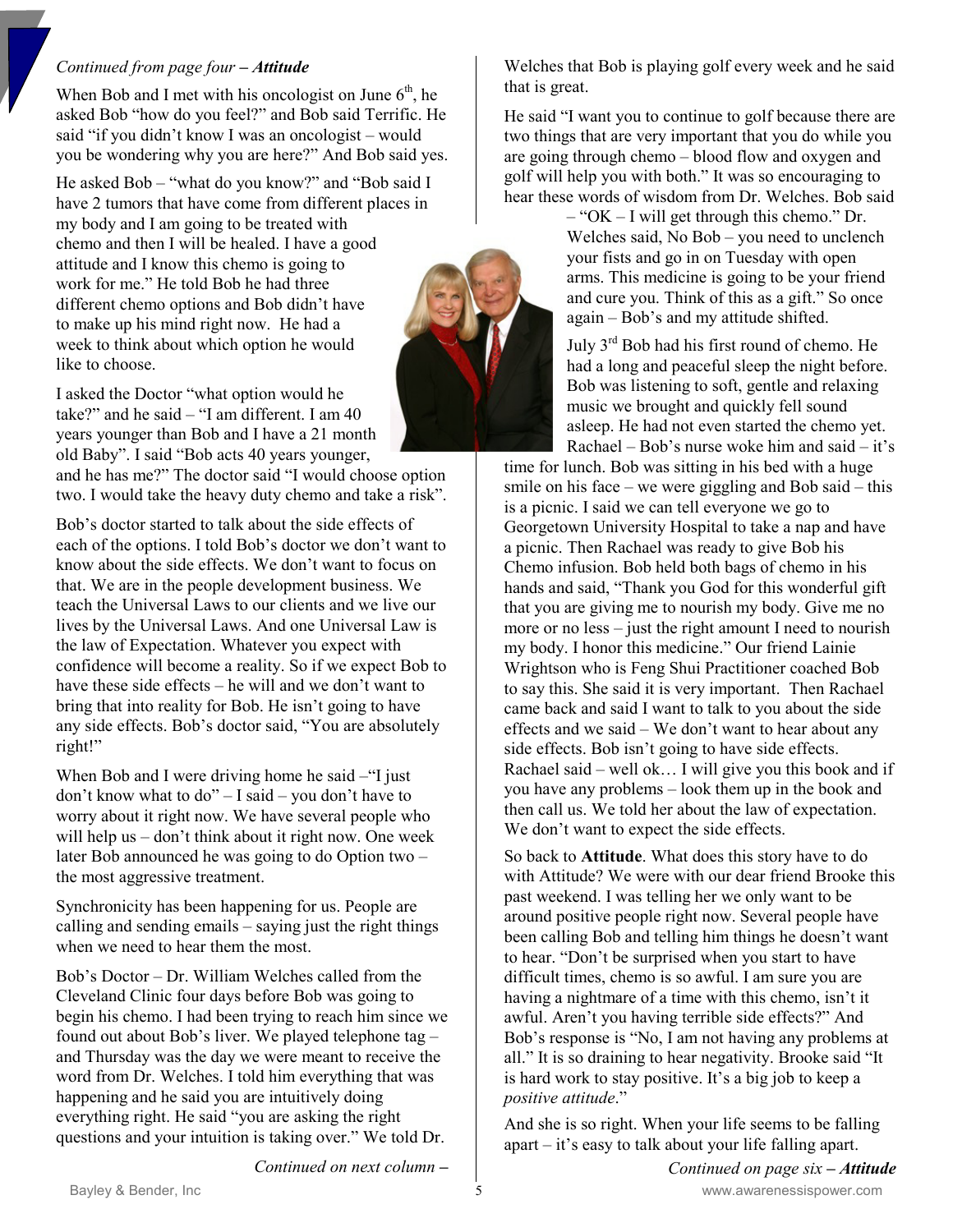*Continued from page four – **Attitude***

When Bob and I met with his oncologist on June 6th, he asked Bob "how do you feel?" and Bob said Terrific. He said "if you didn't know I was an oncologist – would you be wondering why you are here?" And Bob said yes.

He asked Bob – "what do you know?" and "Bob said I have 2 tumors that have come from different places in my body and I am going to be treated with chemo and then I will be healed. I have a good attitude and I know this chemo is going to work for me." He told Bob he had three different chemo options and Bob didn't have to make up his mind right now. He had a week to think about which option he would like to choose.

I asked the Doctor "what option would he take?" and he said – "I am different. I am 40 years younger than Bob and I have a 21 month old Baby". I said "Bob acts 40 years younger, and he has me?" The doctor said "I would choose option two. I would take the heavy duty chemo and take a risk".

Bob's doctor started to talk about the side effects of each of the options. I told Bob's doctor we don't want to know about the side effects. We don't want to focus on that. We are in the people development business. We teach the Universal Laws to our clients and we live our lives by the Universal Laws. And one Universal Law is the law of Expectation. Whatever you expect with confidence will become a reality. So if we expect Bob to have these side effects – he will and we don't want to bring that into reality for Bob. He isn't going to have any side effects. Bob's doctor said, "You are absolutely right!"

When Bob and I were driving home he said –"I just don't know what to do" – I said – you don't have to worry about it right now. We have several people who will help us – don't think about it right now. One week later Bob announced he was going to do Option two – the most aggressive treatment.

Synchronicity has been happening for us. People are calling and sending emails – saying just the right things when we need to hear them the most.

Bob's Doctor – Dr. William Welches called from the Cleveland Clinic four days before Bob was going to begin his chemo. I had been trying to reach him since we found out about Bob's liver. We played telephone tag – and Thursday was the day we were meant to receive the word from Dr. Welches. I told him everything that was happening and he said you are intuitively doing everything right. He said "you are asking the right questions and your intuition is taking over." We told Dr. Welches that Bob is playing golf every week and he said that is great.

He said "I want you to continue to golf because there are two things that are very important that you do while you are going through chemo – blood flow and oxygen and golf will help you with both." It was so encouraging to hear these words of wisdom from Dr. Welches. Bob said – "OK – I will get through this chemo." Dr. Welches said, No Bob – you need to unclench your fists and go in on Tuesday with open arms. This medicine is going to be your friend and cure you. Think of this as a gift." So once again – Bob's and my attitude shifted.

July 3rd Bob had his first round of chemo. He had a long and peaceful sleep the night before. Bob was listening to soft, gentle and relaxing music we brought and quickly fell sound asleep. He had not even started the chemo yet. Rachael – Bob's nurse woke him and said – it's time for lunch. Bob was sitting in his bed with a huge smile on his face – we were giggling and Bob said – this is a picnic. I said we can tell everyone we go to Georgetown University Hospital to take a nap and have a picnic. Then Rachael was ready to give Bob his Chemo infusion. Bob held both bags of chemo in his hands and said, "Thank you God for this wonderful gift that you are giving me to nourish my body. Give me no more or no less – just the right amount I need to nourish my body. I honor this medicine." Our friend Lainie Wrightson who is Feng Shui Practitioner coached Bob to say this. She said it is very important. Then Rachael came back and said I want to talk to you about the side effects and we said – We don't want to hear about any side effects. Bob isn't going to have side effects. Rachael said – well ok… I will give you this book and if you have any problems – look them up in the book and then call us. We told her about the law of expectation. We don't want to expect the side effects.

So back to **Attitude**. What does this story have to do with Attitude? We were with our dear friend Brooke this past weekend. I was telling her we only want to be around positive people right now. Several people have been calling Bob and telling him things he doesn't want to hear. "Don't be surprised when you start to have difficult times, chemo is so awful. I am sure you are having a nightmare of a time with this chemo, isn't it awful. Aren't you having terrible side effects?" And Bob's response is "No, I am not having any problems at all." It is so draining to hear negativity. Brooke said "It is hard work to stay positive. It's a big job to keep a *positive attitude*."

And she is so right. When your life seems to be falling apart – it's easy to talk about your life falling apart.

*Continued on page six – **Attitude***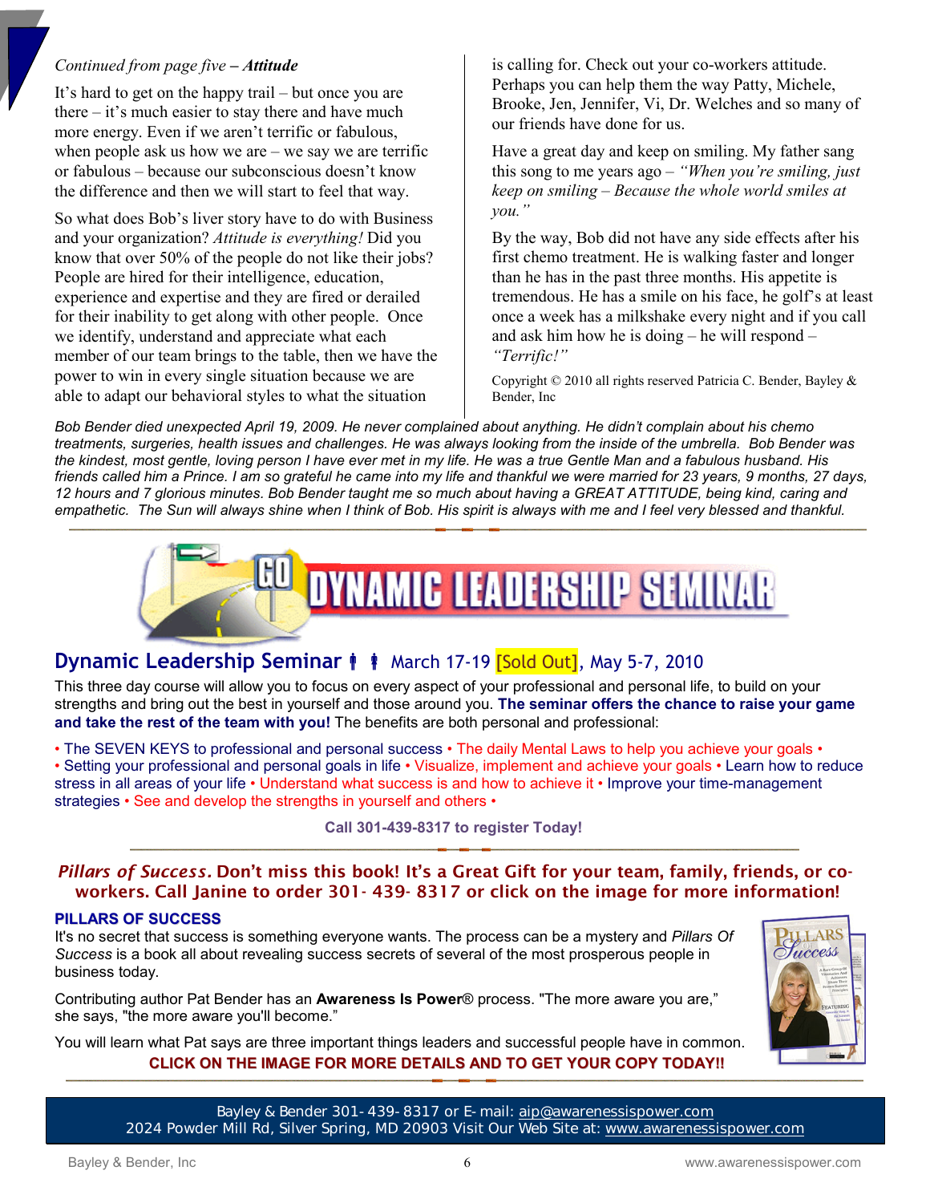*Continued from page five – **Attitude***

It's hard to get on the happy trail – but once you are there – it's much easier to stay there and have much more energy. Even if we aren't terrific or fabulous, when people ask us how we are – we say we are terrific or fabulous – because our subconscious doesn't know the difference and then we will start to feel that way.

So what does Bob's liver story have to do with Business and your organization? *Attitude is everything!* Did you know that over 50% of the people do not like their jobs? People are hired for their intelligence, education, experience and expertise and they are fired or derailed for their inability to get along with other people. Once we identify, understand and appreciate what each member of our team brings to the table, then we have the power to win in every single situation because we are able to adapt our behavioral styles to what the situation is calling for. Check out your co-workers attitude. Perhaps you can help them the way Patty, Michele, Brooke, Jen, Jennifer, Vi, Dr. Welches and so many of our friends have done for us.

Have a great day and keep on smiling. My father sang this song to me years ago – *"When you're smiling, just keep on smiling – Because the whole world smiles at you."*

By the way, Bob did not have any side effects after his first chemo treatment. He is walking faster and longer than he has in the past three months. His appetite is tremendous. He has a smile on his face, he golf's at least once a week has a milkshake every night and if you call and ask him how he is doing – he will respond – *"Terrific!"*

Copyright © 2010 all rights reserved Patricia C. Bender, Bayley & Bender, Inc

*Bob Bender died unexpected April 19, 2009. He never complained about anything. He didn't complain about his chemo treatments, surgeries, health issues and challenges. He was always looking from the inside of the umbrella. Bob Bender was the kindest, most gentle, loving person I have ever met in my life. He was a true Gentle Man and a fabulous husband. His friends called him a Prince. I am so grateful he came into my life and thankful we were married for 23 years, 9 months, 27 days, 12 hours and 7 glorious minutes. Bob Bender taught me so much about having a GREAT ATTITUDE, being kind, caring and empathetic. The Sun will always shine when I think of Bob. His spirit is always with me and I feel very blessed and thankful.*

---

GO DYNAMIC LEADERSHIP SEMINAR

## Dynamic Leadership Seminar March 17-19 [Sold Out], May 5-7, 2010

This three day course will allow you to focus on every aspect of your professional and personal life, to build on your strengths and bring out the best in yourself and those around you. **The seminar offers the chance to raise your game and take the rest of the team with you!** The benefits are both personal and professional:

• The SEVEN KEYS to professional and personal success • The daily Mental Laws to help you achieve your goals • • Setting your professional and personal goals in life • Visualize, implement and achieve your goals • Learn how to reduce stress in all areas of your life • Understand what success is and how to achieve it • Improve your time-management strategies • See and develop the strengths in yourself and others •

**Call 301-439-8317 to register Today!**

---

## *Pillars of Success.* Don't miss this book! It's a Great Gift for your team, family, friends, or co-workers. Call Janine to order 301- 439- 8317 or click on the image for more information!

### PILLARS OF SUCCESS

It's no secret that success is something everyone wants. The process can be a mystery and *Pillars Of Success* is a book all about revealing success secrets of several of the most prosperous people in business today.

Contributing author Pat Bender has an **Awareness Is Power**® process. "The more aware you are," she says, "the more aware you'll become."

You will learn what Pat says are three important things leaders and successful people have in common.

**CLICK ON THE IMAGE FOR MORE DETAILS AND TO GET YOUR COPY TODAY!!**

---

Bayley & Bender 301- 439- 8317 or E- mail: aip@awarenessispower.com
2024 Powder Mill Rd, Silver Spring, MD 20903 Visit Our Web Site at: www.awarenessispower.com